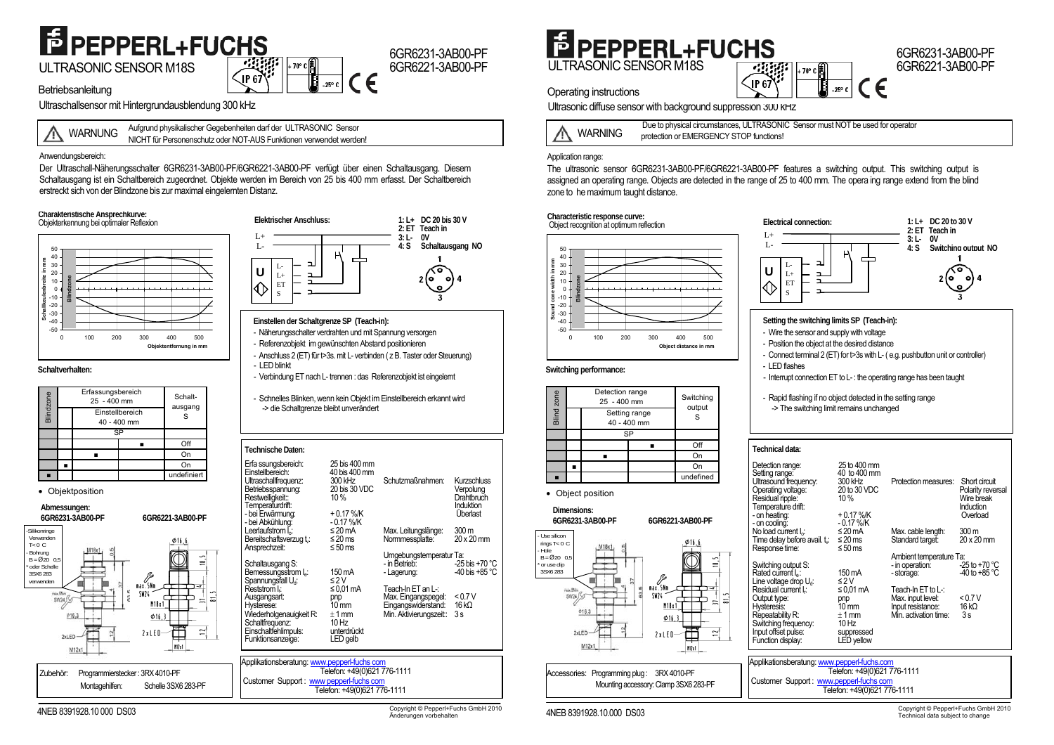# PEPPERL+FUCHS

## ULTRASONIC SENSOR M18S

6GR6231-3AB00-PF
6GR6221-3AB00-PF

IP 67 | +70° C | -25° C | CE

### Betriebsanleitung

Ultraschallsensor mit Hintergrundausblendung 300 kHz

**WARNUNG** Aufgrund physikalischer Gegebenheiten darf der ULTRASONIC Sensor NICHT für Personenschutz oder NOT-AUS Funktionen verwendet werden!

Anwendungsbereich:

Der Ultraschall-Näherungsschalter 6GR6231-3AB00-PF/6GR6221-3AB00-PF verfügt über einen Schaltausgang. Diesem Schaltausgang ist ein Schaltbereich zugeordnet. Objekte werden im Bereich von 25 bis 400 mm erfasst. Der Schaltbereich erstreckt sich von der Blindzone bis zur maximal eingelernten Distanz.

**Charakteristische Ansprechkurve:**
Objekterkennung bei optimaler Reflexion

**Elektrischer Anschluss:**

1: L+ DC 20 bis 30 V
2: ET Teach in
3: L- 0V
4: S Schaltausgang NO

**Einstellen der Schaltgrenze SP (Teach-in):**

- Näherungsschalter verdrahten und mit Spannung versorgen
- Referenzobjekt im gewünschten Abstand positionieren
- Anschluss 2 (ET) für t>3s. mit L- verbinden ( z.B. Taster oder Steuerung)
- LED blinkt
- Verbindung ET nach L- trennen : das Referenzobjekt ist eingelernt
- Schnelles Blinken, wenn kein Objekt im Einstellbereich erkannt wird -> die Schaltgrenze bleibt unverändert

**Schaltverhalten:**

| Blindzone | Erfassungsbereich 25 - 400 mm | | | Schalt-ausgang S |
|---|---|---|---|---|
| | | Einstellbereich 40 - 400 mm | | |
| | | SP | | |
| | | | ■ | Off |
| | | ■ | | On |
| | ■ | | | On |
| ■ | | | | undefiniert |

- Objektposition

**Abmessungen:**
6GR6231-3AB00-PF | 6GR6221-3AB00-PF

- Silikonringe Verwenden T< 0 C
- Bohrung B = Ø20 0,5
* oder Schelle 3SX6 283 verwenden

**Technische Daten:**

| | | | |
|---|---|---|---|
| Erfassungsbereich: | 25 bis 400 mm | Schutzmaßnahmen: | Kurzschluss, Verpolung, Drahtbruch, Induktion, Überlast |
| Einstellbereich: | 40 bis 400 mm | | |
| Ultraschallfrequenz: | 300 kHz | | |
| Betriebsspannung: | 20 bis 30 VDC | | |
| Restwelligkeit: | 10 % | | |
| Temperaturdrift: | | | |
| - bei Erwärmung: | + 0.17 %/K | | |
| - bei Abkühlung: | - 0.17 %/K | | |
| Leerlaufstrom $I_0$: | ≤ 20 mA | Max. Leitungslänge: | 300 m |
| Bereitschaftsverzug $t_v$: | ≤ 20 ms | Normmessplatte: | 20 x 20 mm |
| Ansprechzeit: | ≤ 50 ms | | |
| | | Umgebungstemperatur Ta: | |
| Schaltausgang S: | | - in Betrieb: | -25 bis +70 °C |
| Bemessungsstrom $I_e$: | 150 mA | - Lagerung: | -40 bis +85 °C |
| Spannungsfall $U_d$: | ≤ 2 V | | |
| Reststrom $I_r$: | ≤ 0,01 mA | Teach-In ET an L-: | |
| Ausgangsart: | pnp | Max. Eingangspegel: | < 0.7 V |
| Hysterese: | 10 mm | Eingangswiderstand: | 16 kΩ |
| Wiederholgenauigkeit R: | ± 1 mm | Min. Aktivierungszeit: | 3 s |
| Schaltfrequenz: | 10 Hz | | |
| Einschaltfehlimpuls: | unterdrückt | | |
| Funktionsanzeige: | LED gelb | | |

Zubehör: Programmierstecker : 3RX 4010-PF
Montagehilfen: Schelle 3SX6 283-PF

Applikationsberatung: www.pepperl-fuchs.com
Telefon: +49(0)621 776-1111
Customer Support : www.pepperl-fuchs.com
Telefon: +49(0)621 776-1111

4NEB 8391928.10 000 DS03

Copyright © Pepperl+Fuchs GmbH 2010
Änderungen vorbehalten

---

# PEPPERL+FUCHS

## ULTRASONIC SENSOR M18S

6GR6231-3AB00-PF
6GR6221-3AB00-PF

IP 67 | +70° C | -25° C | CE

### Operating instructions

Ultrasonic diffuse sensor with background suppression 300 kHz

**WARNING** Due to physical circumstances, ULTRASONIC Sensor must NOT be used for operator protection or EMERGENCY STOP functions!

Application range:

The ultrasonic sensor 6GR6231-3AB00-PF/6GR6221-3AB00-PF features a switching output. This switching output is assigned an operating range. Objects are detected in the range of 25 to 400 mm. The opera ing range extend from the blind zone to he maximum taught distance.

**Characteristic response curve:**
Object recognition at optimum reflection

**Electrical connection:**

1: L+ DC 20 to 30 V
2: ET Teach in
3: L- 0V
4: S Switching output NO

**Setting the switching limits SP (Teach-in):**

- Wire the sensor and supply with voltage
- Position the object at the desired distance
- Connect terminal 2 (ET) for t>3s with L- ( e.g. pushbutton unit or controller)
- LED flashes
- Interrupt connection ET to L- : the operating range has been taught
- Rapid flashing if no object detected in the setting range -> The switching limit remains unchanged

**Switching performance:**

| Blind zone | Detection range 25 - 400 mm | | | Switching output S |
|---|---|---|---|---|
| | | Setting range 40 - 400 mm | | |
| | | SP | | |
| | | | ■ | Off |
| | | ■ | | On |
| | ■ | | | On |
| ■ | | | | undefined |

- Object position

**Dimensions:**
6GR6231-3AB00-PF | 6GR6221-3AB00-PF

- Use silicon rings T< 0 C
- Hole B = Ø20 0,5
* or use clip 3SX6 283

**Technical data:**

| | | | |
|---|---|---|---|
| Detection range: | 25 to 400 mm | Protection measures: | Short circuit, Polarity reversal, Wire break, Induction, Overload |
| Setting range: | 40 to 400 mm | | |
| Ultrasound frequency: | 300 kHz | | |
| Operating voltage: | 20 to 30 VDC | | |
| Residual ripple: | 10 % | | |
| Temperature drift: | | | |
| - on heating: | + 0.17 %/K | | |
| - on cooling: | - 0.17 %/K | | |
| No load current $I_0$: | ≤ 20 mA | Max. cable length: | 300 m |
| Time delay before avail. $t_v$: | ≤ 20 ms | Standard target: | 20 x 20 mm |
| Response time: | ≤ 50 ms | | |
| | | Ambient temperature Ta: | |
| Switching output S: | | - in operation: | -25 to +70 °C |
| Rated current $I_e$: | 150 mA | - storage: | -40 to +85 °C |
| Line voltage drop $U_d$: | ≤ 2 V | | |
| Residual current $I_r$: | ≤ 0,01 mA | Teach-In ET to L-: | |
| Output type: | pnp | Max. input level: | < 0.7 V |
| Hysteresis: | 10 mm | Input resistance: | 16 kΩ |
| Repeatability R: | ± 1 mm | Min. activation time: | 3 s |
| Switching frequency: | 10 Hz | | |
| Input offset pulse: | suppressed | | |
| Function display: | LED yellow | | |

Accessories: Programming plug : 3RX 4010-PF
Mounting accessory: Clamp 3SX6 283-PF

Applikationsberatung: www.pepperl-fuchs.com
Telefon: +49(0)621 776-1111
Customer Support : www.pepperl-fuchs.com
Telefon: +49(0)621 776-1111

4NEB 8391928.10.000 DS03

Copyright © Pepperl+Fuchs GmbH 2010
Technical data subject to change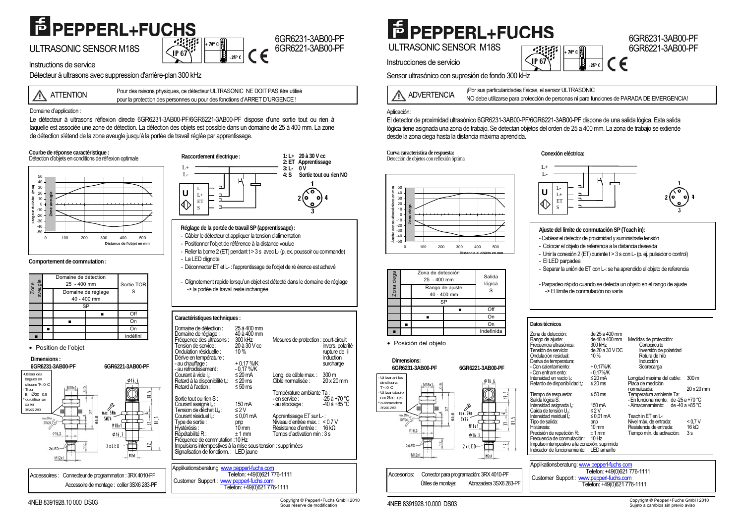# PEPPERL+FUCHS

## ULTRASONIC SENSOR M18S

6GR6231-3AB00-PF
6GR6221-3AB00-PF

IP 67 | +70° C / -25° C | CE

Instructions de service

Détecteur à ultrasons avec suppression d'arrière-plan 300 kHz

**ATTENTION** — Pour des raisons physiques, ce détecteur ULTRASONIC NE DOIT PAS être utilisé pour la protection des personnes ou pour des fonctions d'ARRET D'URGENCE !

Domaine d'application :

Le détecteur à ultrasons réflexion directe 6GR6231-3AB00-PF/6GR6221-3AB00-PF dispose d'une sortie tout ou rien à laquelle est associée une zone de détection. La détection des objets est possible dans un domaine de 25 à 400 mm. La zone de détection s'étend de la zone aveugle jusqu'à la portée de travail réglée par apprentissage.

**Courbe de réponse caractéristique :**
Détection d'objets en conditions de réflexion optimale

Largeur du lobe (mm) / Zone aveugle / Distance de l'objet en mm

**Comportement de commutation :**

| Zone aveugle | Domaine de détection 25 - 400 mm | | Sortie TOR S |
|---|---|---|---|
| | Domaine de réglage 40 - 400 mm | | |
| | SP | | |
| | | ■ | Off |
| | ■ | | On |
| | ■ | | On |
| ■ | | | indéfini |

- Position de l'objet

**Dimensions :**

6GR6231-3AB00-PF | 6GR6221-3AB00-PF

- Utiliser des bagues en silicone T< 0 C
- Trou B = Ø20 0,5
- * ou utiliser un collier 3SX6 283

Accessoires : Connecteur de programmation : 3RX 4010-PF
Accessoire de montage : collier 3SX6 283-PF

**Raccordement électrique :**

1: L+ 20 à 30 V cc
2: ET Apprentissage
3: L- 0 V
4: S Sortie tout ou rien NO

**Réglage de la portée de travail SP (apprentissage) :**
- Câbler le détecteur et appliquer la tension d'alimentation
- Positionner l'objet de référence à la distance voulue
- Relier la borne 2 (ET) pendant t > 3 s avec L- (p. ex. poussoir ou commande)
- La LED clignote
- Déconnecter ET et L- : l'apprentissage de l'objet de ré érence est achevé

- Clignotement rapide lorsqu'un objet est détecté dans le domaine de réglage -> la portée de travail reste inchangée

**Caractéristiques techniques :**

| | | | |
|---|---|---|---|
| Domaine de détection : | 25 à 400 mm | | |
| Domaine de réglage : | 40 à 400 mm | | |
| Fréquence des ultrasons : | 300 kHz | Mesures de protection : | court-circuit |
| Tension de service : | 20 à 30 V cc | | invers. polarité |
| Ondulation résiduelle : | 10 % | | rupture de il |
| Dérive en température : | | | induction |
| - au chauffage : | + 0,17 %/K | | surcharge |
| - au refroidissement : | - 0,17 %/K | | |
| Courant à vide $I_0$ : | ≤ 20 mA | Long. de câble max. : | 300 m |
| Retard à la disponibilité $t_v$ : | ≤ 20 ms | Cible normalisée : | 20 x 20 mm |
| Retard à l'action : | ≤ 50 ms | | |
| | | Température ambiante Ta : | |
| Sortie tout ou rien S : | | - en service : | -25 à +70 °C |
| Courant assigné $I_e$ : | 150 mA | - au stockage : | -40 à +85 °C |
| Tension de déchet $U_d$ : | ≤ 2 V | | |
| Courant résiduel $I_r$ : | ≤ 0,01 mA | Apprentissage ET sur L- : | |
| Type de sortie : | pnp | Niveau d'entrée max. : | < 0,7 V |
| Hystérésis : | 10 mm | Résistance d'entrée : | 16 kΩ |
| Répétabilité R : | ± 1 mm | Temps d'activation min : | 3 s |
| Fréquence de commutation : | 10 Hz | | |
| Impulsions intempestives à la mise sous tension : | supprimées | | |
| Signalisation de fonctionn. : | LED jaune | | |

Applikationsberatung: www.pepperl-fuchs.com
Telefon: +49(0)621 776-1111
Customer Support : www.pepperl-fuchs.com
Telefon: +49(0)621 776-1111

4NEB 8391928.10 000 DS03 — Copyright © Pepperl+Fuchs GmbH 2010, Sous réserve de modification

---

# PEPPERL+FUCHS

## ULTRASONIC SENSOR M18S

6GR6231-3AB00-PF
6GR6221-3AB00-PF

IP 67 | +70° C / -25° C | CE

Instrucciones de servicio

Sensor ultrasónico con supresión de fondo 300 kHz

**ADVERTENCIA** — ¡Por sus particularidades físicas, el sensor ULTRASONIC NO debe utilizarse para protección de personas ni para funciones de PARADA DE EMERGENCIA!

Aplicación:

El detector de proximidad ultrasónico 6GR6231-3AB00-PF/6GR6221-3AB00-PF dispone de una salida lógica. Esta salida lógica tiene asignada una zona de trabajo. Se detectan objetos del orden de 25 a 400 mm. La zona de trabajo se extiende desde la zona ciega hasta la distancia máxima aprendida.

**Curva característica de respuesta:**
Detección de objetos con reflexión óptima

Ancho conos ultrasónicos en mm / Zona ciega / Distancia al objeto en mm

| Zona ciega | Zona de detección 25 - 400 mm | | Salida lógica S |
|---|---|---|---|
| | Rango de ajuste 40 - 400 mm | | |
| | SP | | |
| | | ■ | Off |
| | ■ | | On |
| | ■ | | On |
| ■ | | | Indefinida |

- Posición del objeto

**Dimensions:**

6GR6231-3AB00-PF | 6GR6221-3AB00-PF

- Utilizar anillos de silicona T < 0 C
- Utilizar taladro B = Ø20 0,5
- * o abrazadera 3SX6 283

Accesorios: Conector para programación: 3RX 4010-PF
Útiles de montaje: Abrazadera 3SX6 283-PF

**Conexión eléctrica:**

**Ajuste del límite de conmutación SP (Teach in):**
- Cablear el detector de proximidad y suministrarle tensión
- Colocar el objeto de referencia a la distancia deseada
- Unir la conexión 2 (ET) durante t > 3 s con L- (p. ej. pulsador o control)
- El LED parpadea
- Separar la unión de ET con L-: se ha aprendido el objeto de referencia

- Parpadeo rápido cuando se detecta un objeto en el rango de ajuste -> El límite de conmutación no varía

**Datos técnicos**

| | | | |
|---|---|---|---|
| Zona de detección: | de 25 a 400 mm | | |
| Rango de ajuste: | de 40 a 400 mm | Medidas de protección: | |
| Frecuencia ultrasónica: | 300 kHz | | Cortocircuito |
| Tensión de servicio: | de 20 a 30 V DC | | Inversión de polaridad |
| Ondulación residual: | 10 % | | Rotura de hilo |
| Deriva de temperatura: | | | Inducción |
| - Con calentamiento: | + 0,17%/K | | Sobrecarga |
| - Con enfriamiento: | - 0,17%/K | | |
| Intensidad en vacío $I_0$: | ≤ 20 mA | Longitud máxima del cable: | 300 m |
| Retardo de disponibilidad $t_v$: | ≤ 20 ms | Placa de medición normalizada: | 20 x 20 mm |
| Tiempo de respuesta: | ≤ 50 ms | Temperatura ambiente Ta: | |
| Salida lógica S: | | - En funcionamiento: | de -25 a +70 °C |
| Intensidad asignada $I_e$: | 150 mA | - Almacenamiento: | de -40 a +85 °C |
| Caída de tensión $U_d$: | ≤ 2 V | | |
| Intensidad residual $I_r$: | ≤ 0,01 mA | Teach in ET en L-: | |
| Tipo de salida: | pnp | Nivel máx. de entrada: | < 0,7 V |
| Histéresis: | 10 mm | Resistencia de entrada: | 16 kΩ |
| Precisión de repetición R: | ± 1 mm | Tiempo mín. de activación: | 3 s |
| Frecuencia de conmutación: | 10 Hz | | |
| Impulso intempestivo a la conexión: | suprimido | | |
| Indicador de funcionamiento: | LED amarillo | | |

Applikationsberatung: www.pepperl-fuchs.com
Telefon: +49(0)621 776-1111
Customer Support : www.pepperl-fuchs.com
Telefon: +49(0)621 776-1111

4NEB 8391928.10.000 DS03 — Copyright © Pepperl+Fuchs GmbH 2010, Sujeto a cambios sin previo aviso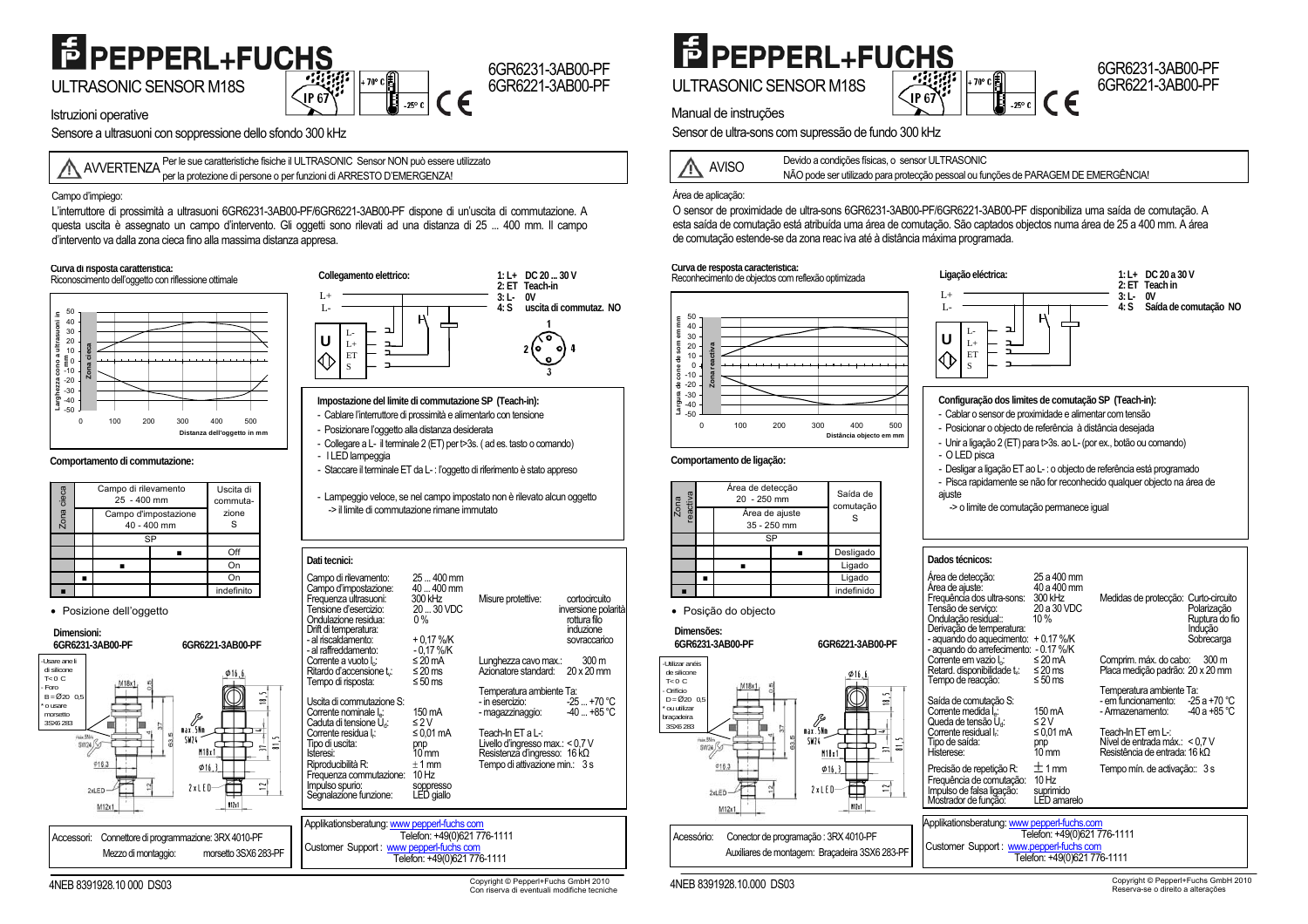# PEPPERL+FUCHS

ULTRASONIC SENSOR M18S

6GR6231-3AB00-PF
6GR6221-3AB00-PF

IP 67 | +70° C | -25° C | CE

Istruzioni operative

Sensore a ultrasuoni con soppressione dello sfondo 300 kHz

**AVVERTENZA** Per le sue caratteristiche fisiche il ULTRASONIC Sensor NON può essere utilizzato per la protezione di persone o per funzioni di ARRESTO D'EMERGENZA!

Campo d'impiego:

L'interruttore di prossimità a ultrasuoni 6GR6231-3AB00-PF/6GR6221-3AB00-PF dispone di un'uscita di commutazione. A questa uscita è assegnato un campo d'intervento. Gli oggetti sono rilevati ad una distanza di 25 ... 400 mm. Il campo d'intervento va dalla zona cieca fino alla massima distanza appresa.

**Curva di risposta caratteristica:**
Riconoscimento dell'oggetto con riflessione ottimale

Larghezza cono a ultrasuoni in mm
50
40
30
20
10
0
-10
-20
-30
-40
-50
Zona cieca
0 100 200 300 400 500
Distanza dell'oggetto in mm

**Comportamento di commutazione:**

| Zona cieca | Campo di rilevamento 25 - 400 mm | | Uscita di commuta-zione S |
|---|---|---|---|
| | Campo d'impostazione 40 - 400 mm | | |
| | SP | | |
| | | ■ | Off |
| | ■ | | On |
| ■ | | | On |
| ■ | | | indefinito |

- Posizione dell'oggetto

**Dimensioni:**
**6GR6231-3AB00-PF** **6GR6221-3AB00-PF**

-Usare anelli di silicone T< 0 C
- Foro B = Ø20 0,5
* o usare morsetto 3SX6 283

M18x1, max. 5Nm, SW24, Ø16,3, 2xLED, M12x1, 37, 63,5, Ø16,6, 18,5, 37, 81,5, 12

Accessori: Connettore di programmazione: 3RX 4010-PF
Mezzo di montaggio: morsetto 3SX6 283-PF

**Collegamento elettrico:**

L+
L-
U
L-
L+
ET
S

**1: L+ DC 20 ... 30 V**
**2: ET Teach-in**
**3: L- 0V**
**4: S uscita di commutaz. NO**

**Impostazione del limite di commutazione SP (Teach-in):**

- Cablare l'interruttore di prossimità e alimentarlo con tensione
- Posizionare l'oggetto alla distanza desiderata
- Collegare a L- il terminale 2 (ET) per t>3s. ( ad es. tasto o comando)
- Il LED lampeggia
- Staccare il terminale ET da L- : l'oggetto di riferimento è stato appreso

- Lampeggio veloce, se nel campo impostato non è rilevato alcun oggetto
  -> il limite di commutazione rimane immutato

**Dati tecnici:**

| | | | |
|---|---|---|---|
| Campo di rilevamento: | 25 ... 400 mm | | |
| Campo d'impostazione: | 40 ... 400 mm | | |
| Frequenza ultrasuoni: | 300 kHz | Misure protettive: | cortocircuito |
| Tensione d'esercizio: | 20 ... 30 VDC | | inversione polarità |
| Ondulazione residua: | 0 % | | rottura filo |
| Drift di temperatura: | | | induzione |
| - al riscaldamento: | + 0,17 %/K | | sovraccarico |
| - al raffreddamento: | - 0,17 %/K | | |
| Corrente a vuoto $I_o$: | ≤ 20 mA | Lunghezza cavo max.: | 300 m |
| Ritardo d'accensione $t_v$: | ≤ 20 ms | Azionatore standard: | 20 x 20 mm |
| Tempo di risposta: | ≤ 50 ms | | |
| | | Temperatura ambiente Ta: | |
| Uscita di commutazione S: | | - in esercizio: | -25 ... +70 °C |
| Corrente nominale $I_e$: | 150 mA | - magazzinaggio: | -40 ... +85 °C |
| Caduta di tensione $U_d$: | ≤ 2 V | | |
| Corrente residua $I_r$: | ≤ 0,01 mA | Teach-In ET a L-: | |
| Tipo di uscita: | pnp | Livello d'ingresso max.: | < 0,7 V |
| Isteresi: | 10 mm | Resistenza d'ingresso: | 16 kΩ |
| Riproducibilità R: | ± 1 mm | Tempo di attivazione min.: | 3 s |
| Frequenza commutazione: | 10 Hz | | |
| Impulso spurio: | soppresso | | |
| Segnalazione funzione: | LED giallo | | |

Applikationsberatung: www.pepperl-fuchs.com
Telefon: +49(0)621 776-1111
Customer Support : www.pepperl-fuchs.com
Telefon: +49(0)621 776-1111

4NEB 8391928.10 000 DS03

Copyright © Pepperl+Fuchs GmbH 2010
Con riserva di eventuali modifiche tecniche

# PEPPERL+FUCHS

ULTRASONIC SENSOR M18S

6GR6231-3AB00-PF
6GR6221-3AB00-PF

IP 67 | +70° C | -25° C | CE

Manual de instruções

Sensor de ultra-sons com supressão de fundo 300 kHz

**AVISO** Devido a condições físicas, o sensor ULTRASONIC NÃO pode ser utilizado para protecção pessoal ou funções de PARAGEM DE EMERGÊNCIA!

Área de aplicação:

O sensor de proximidade de ultra-sons 6GR6231-3AB00-PF/6GR6221-3AB00-PF disponibiliza uma saída de comutação. A esta saída de comutação está atribuída uma área de comutação. São captados objectos numa área de 25 a 400 mm. A área de comutação estende-se da zona reac iva até à distância máxima programada.

**Curva de resposta característica:**
Reconhecimento de objectos com reflexão optimizada

Largura de cone de som em mm
50
40
30
20
10
0
-10
-20
-30
-40
-50
Zona reactiva
0 100 200 300 400 500
Distância objecto em mm

**Comportamento de ligação:**

| Zona reactiva | Área de detecção 20 - 250 mm | | Saída de comutação S |
|---|---|---|---|
| | Área de ajuste 35 - 250 mm | | |
| | SP | | |
| | | ■ | Desligado |
| | ■ | | Ligado |
| ■ | | | Ligado |
| ■ | | | indefinido |

- Posição do objecto

**Dimensões:**
**6GR6231-3AB00-PF** **6GR6221-3AB00-PF**

-Utilizar anéis de silicone T< 0 C
- Orifício D = Ø20 0,5
* ou utilizar braçadeira 3SX6 283

M18x1, max. 5Nm, SW24, Ø16,3, 2xLED, M12x1, 37, 63,5, Ø16,6, 18,5, 37, 81,5, 12

Acessório: Conector de programação : 3RX 4010-PF
Auxiliares de montagem: Braçadeira 3SX6 283-PF

**Ligação eléctrica:**

L+
L-
U
L-
L+
ET
S

**1: L+ DC 20 a 30 V**
**2: ET Teach in**
**3: L- 0V**
**4: S Saída de comutação NO**

**Configuração dos limites de comutação SP (Teach-in):**

- Cablar o sensor de proximidade e alimentar com tensão
- Posicionar o objecto de referência à distância desejada
- Unir a ligação 2 (ET) para t>3s. ao L- (por ex., botão ou comando)
- O LED pisca
- Desligar a ligação ET ao L- : o objecto de referência está programado
- Pisca rapidamente se não for reconhecido qualquer objecto na área de ajuste
  -> o limite de comutação permanece igual

**Dados técnicos:**

| | | | |
|---|---|---|---|
| Área de detecção: | 25 a 400 mm | | |
| Área de ajuste: | 40 a 400 mm | | |
| Frequência dos ultra-sons: | 300 kHz | Medidas de protecção: | Curto-circuito |
| Tensão de serviço: | 20 a 30 VDC | | Polarização |
| Ondulação residual:: | 10 % | | Ruptura do fio |
| Derivação de temperatura: | | | Indução |
| - aquando do aquecimento: | + 0.17 %/K | | Sobrecarga |
| - aquando do arrefecimento: | - 0.17 %/K | | |
| Corrente em vazio $I_o$: | ≤ 20 mA | Comprim. máx. do cabo: | 300 m |
| Retard. disponibilidade $t_v$: | ≤ 20 ms | Placa medição padrão: | 20 x 20 mm |
| Tempo de reacção: | ≤ 50 ms | | |
| | | Temperatura ambiente Ta: | |
| Saída de comutação S: | | - em funcionamento: | -25 a +70 °C |
| Corrente medida $I_e$: | 150 mA | - Armazenamento: | -40 a +85 °C |
| Queda de tensão $U_d$: | ≤ 2 V | | |
| Corrente residual $I_r$: | ≤ 0,01 mA | Teach-In ET em L-: | |
| Tipo de saída: | pnp | Nível de entrada máx.: | < 0,7 V |
| Histerese: | 10 mm | Resistência de entrada: | 16 kΩ |
| Precisão de repetição R: | ± 1 mm | Tempo mín. de activação:: | 3 s |
| Frequência de comutação: | 10 Hz | | |
| Impulso de falsa ligação: | suprimido | | |
| Mostrador de função: | LED amarelo | | |

Applikationsberatung: www.pepperl-fuchs.com
Telefon: +49(0)621 776-1111
Customer Support : www.pepperl-fuchs.com
Telefon: +49(0)621 776-1111

4NEB 8391928.10.000 DS03

Copyright © Pepperl+Fuchs GmbH 2010
Reserva-se o direito a alterações